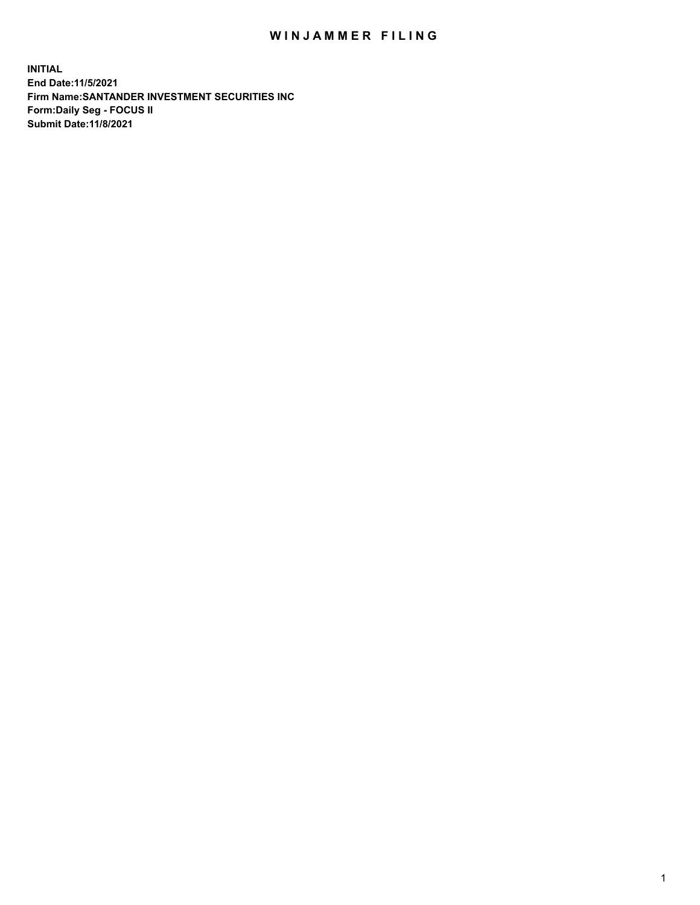# WINJAMMER FILING

**INITIAL**
**End Date:11/5/2021**
**Firm Name:SANTANDER INVESTMENT SECURITIES INC**
**Form:Daily Seg - FOCUS II**
**Submit Date:11/8/2021**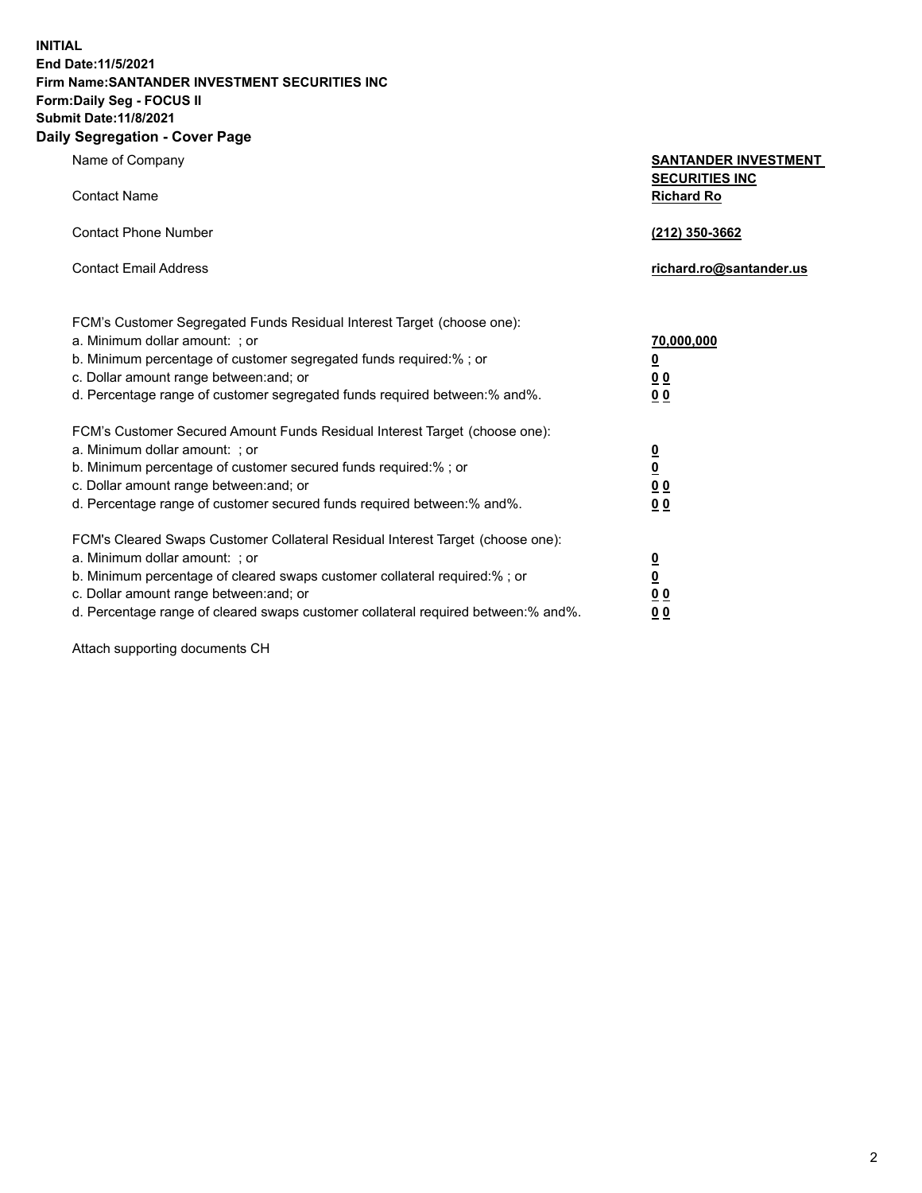**INITIAL**
**End Date:11/5/2021**
**Firm Name:SANTANDER INVESTMENT SECURITIES INC**
**Form:Daily Seg - FOCUS II**
**Submit Date:11/8/2021**

## Daily Segregation - Cover Page

| | |
|---|---|
| Name of Company | **SANTANDER INVESTMENT SECURITIES INC** |
| Contact Name | **Richard Ro** |
| Contact Phone Number | **(212) 350-3662** |
| Contact Email Address | **richard.ro@santander.us** |

| | |
|---|---|
| FCM's Customer Segregated Funds Residual Interest Target (choose one): | |
| a. Minimum dollar amount: ; or | **70,000,000** |
| b. Minimum percentage of customer segregated funds required:% ; or | **0** |
| c. Dollar amount range between:and; or | **0 0** |
| d. Percentage range of customer segregated funds required between:% and%. | **0 0** |
| FCM's Customer Secured Amount Funds Residual Interest Target (choose one): | |
| a. Minimum dollar amount: ; or | **0** |
| b. Minimum percentage of customer secured funds required:% ; or | **0** |
| c. Dollar amount range between:and; or | **0 0** |
| d. Percentage range of customer secured funds required between:% and%. | **0 0** |
| FCM's Cleared Swaps Customer Collateral Residual Interest Target (choose one): | |
| a. Minimum dollar amount: ; or | **0** |
| b. Minimum percentage of cleared swaps customer collateral required:% ; or | **0** |
| c. Dollar amount range between:and; or | **0 0** |
| d. Percentage range of cleared swaps customer collateral required between:% and%. | **0 0** |

Attach supporting documents CH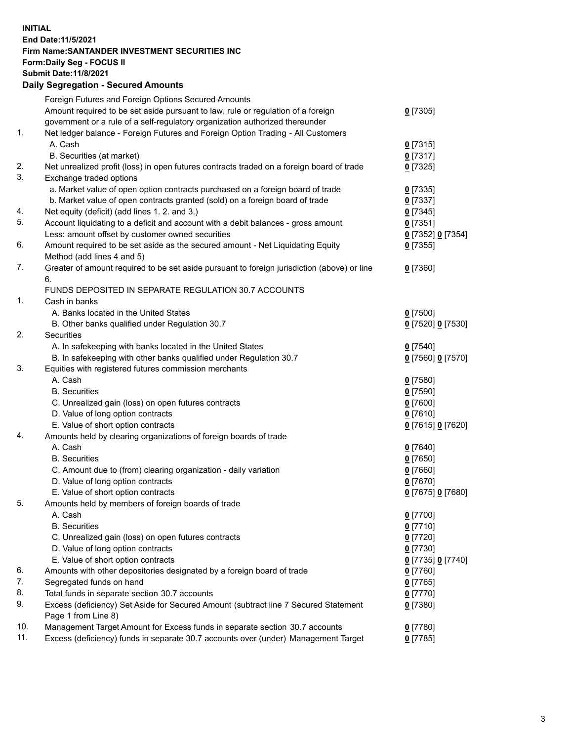**INITIAL**
**End Date:11/5/2021**
**Firm Name:SANTANDER INVESTMENT SECURITIES INC**
**Form:Daily Seg - FOCUS II**
**Submit Date:11/8/2021**

## Daily Segregation - Secured Amounts

| | | |
|---|---|---|
| | Foreign Futures and Foreign Options Secured Amounts | |
| | Amount required to be set aside pursuant to law, rule or regulation of a foreign government or a rule of a self-regulatory organization authorized thereunder | **0** [7305] |
| 1. | Net ledger balance - Foreign Futures and Foreign Option Trading - All Customers | |
| | A. Cash | **0** [7315] |
| | B. Securities (at market) | **0** [7317] |
| 2. | Net unrealized profit (loss) in open futures contracts traded on a foreign board of trade | **0** [7325] |
| 3. | Exchange traded options | |
| | a. Market value of open option contracts purchased on a foreign board of trade | **0** [7335] |
| | b. Market value of open contracts granted (sold) on a foreign board of trade | **0** [7337] |
| 4. | Net equity (deficit) (add lines 1. 2. and 3.) | **0** [7345] |
| 5. | Account liquidating to a deficit and account with a debit balances - gross amount | **0** [7351] |
| | Less: amount offset by customer owned securities | **0** [7352] **0** [7354] |
| 6. | Amount required to be set aside as the secured amount - Net Liquidating Equity Method (add lines 4 and 5) | **0** [7355] |
| 7. | Greater of amount required to be set aside pursuant to foreign jurisdiction (above) or line 6. | **0** [7360] |
| | FUNDS DEPOSITED IN SEPARATE REGULATION 30.7 ACCOUNTS | |
| 1. | Cash in banks | |
| | A. Banks located in the United States | **0** [7500] |
| | B. Other banks qualified under Regulation 30.7 | **0** [7520] **0** [7530] |
| 2. | Securities | |
| | A. In safekeeping with banks located in the United States | **0** [7540] |
| | B. In safekeeping with other banks qualified under Regulation 30.7 | **0** [7560] **0** [7570] |
| 3. | Equities with registered futures commission merchants | |
| | A. Cash | **0** [7580] |
| | B. Securities | **0** [7590] |
| | C. Unrealized gain (loss) on open futures contracts | **0** [7600] |
| | D. Value of long option contracts | **0** [7610] |
| | E. Value of short option contracts | **0** [7615] **0** [7620] |
| 4. | Amounts held by clearing organizations of foreign boards of trade | |
| | A. Cash | **0** [7640] |
| | B. Securities | **0** [7650] |
| | C. Amount due to (from) clearing organization - daily variation | **0** [7660] |
| | D. Value of long option contracts | **0** [7670] |
| | E. Value of short option contracts | **0** [7675] **0** [7680] |
| 5. | Amounts held by members of foreign boards of trade | |
| | A. Cash | **0** [7700] |
| | B. Securities | **0** [7710] |
| | C. Unrealized gain (loss) on open futures contracts | **0** [7720] |
| | D. Value of long option contracts | **0** [7730] |
| | E. Value of short option contracts | **0** [7735] **0** [7740] |
| 6. | Amounts with other depositories designated by a foreign board of trade | **0** [7760] |
| 7. | Segregated funds on hand | **0** [7765] |
| 8. | Total funds in separate section 30.7 accounts | **0** [7770] |
| 9. | Excess (deficiency) Set Aside for Secured Amount (subtract line 7 Secured Statement Page 1 from Line 8) | **0** [7380] |
| 10. | Management Target Amount for Excess funds in separate section 30.7 accounts | **0** [7780] |
| 11. | Excess (deficiency) funds in separate 30.7 accounts over (under) Management Target | **0** [7785] |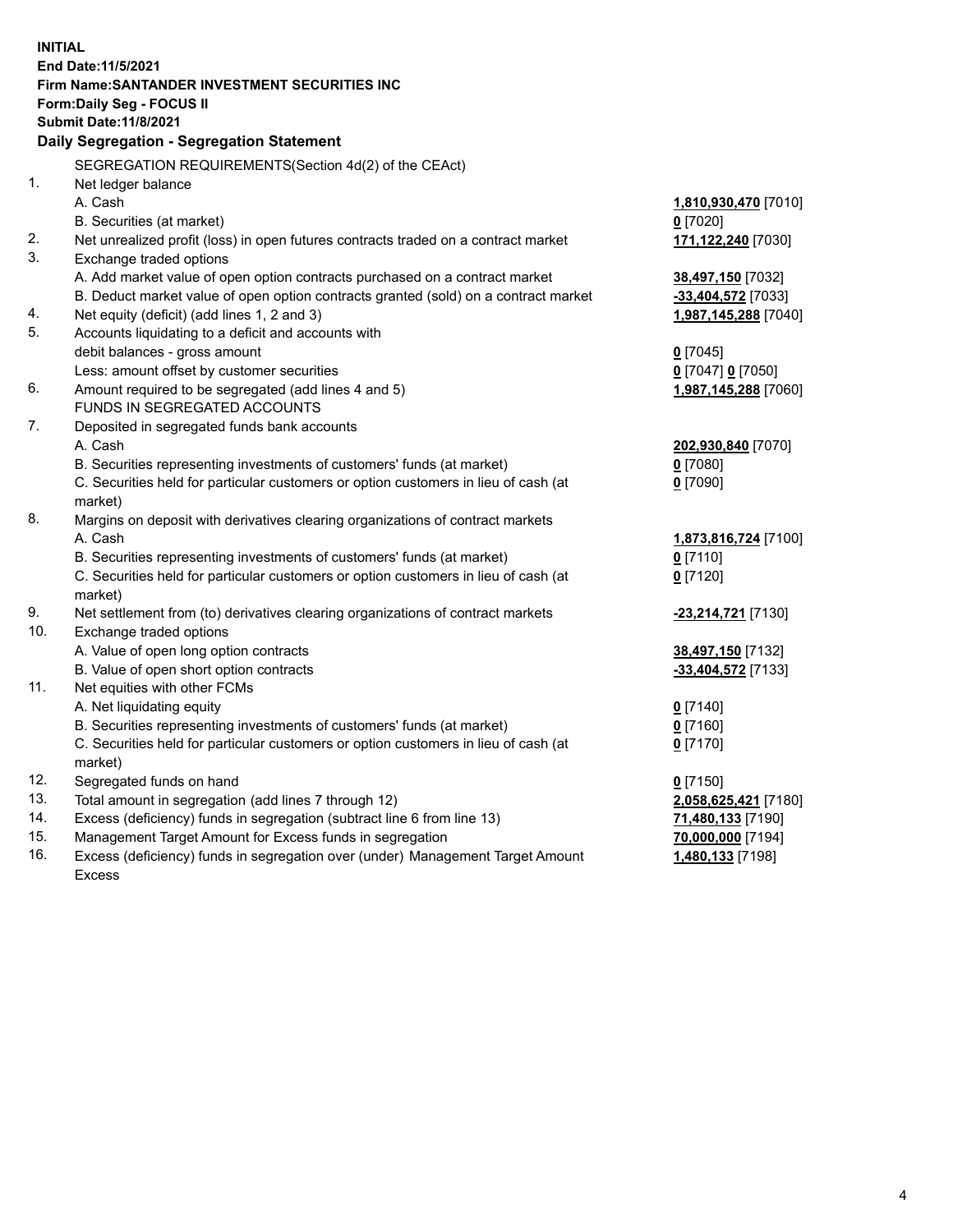**INITIAL**
**End Date:11/5/2021**
**Firm Name:SANTANDER INVESTMENT SECURITIES INC**
**Form:Daily Seg - FOCUS II**
**Submit Date:11/8/2021**

**Daily Segregation - Segregation Statement**

SEGREGATION REQUIREMENTS(Section 4d(2) of the CEAct)

| | | |
|---|---|---|
| 1. | Net ledger balance | |
| | A. Cash | **1,810,930,470** [7010] |
| | B. Securities (at market) | **0** [7020] |
| 2. | Net unrealized profit (loss) in open futures contracts traded on a contract market | **171,122,240** [7030] |
| 3. | Exchange traded options | |
| | A. Add market value of open option contracts purchased on a contract market | **38,497,150** [7032] |
| | B. Deduct market value of open option contracts granted (sold) on a contract market | **-33,404,572** [7033] |
| 4. | Net equity (deficit) (add lines 1, 2 and 3) | **1,987,145,288** [7040] |
| 5. | Accounts liquidating to a deficit and accounts with debit balances - gross amount | **0** [7045] |
| | Less: amount offset by customer securities | **0** [7047] **0** [7050] |
| 6. | Amount required to be segregated (add lines 4 and 5) | **1,987,145,288** [7060] |
| | FUNDS IN SEGREGATED ACCOUNTS | |
| 7. | Deposited in segregated funds bank accounts | |
| | A. Cash | **202,930,840** [7070] |
| | B. Securities representing investments of customers' funds (at market) | **0** [7080] |
| | C. Securities held for particular customers or option customers in lieu of cash (at market) | **0** [7090] |
| 8. | Margins on deposit with derivatives clearing organizations of contract markets | |
| | A. Cash | **1,873,816,724** [7100] |
| | B. Securities representing investments of customers' funds (at market) | **0** [7110] |
| | C. Securities held for particular customers or option customers in lieu of cash (at market) | **0** [7120] |
| 9. | Net settlement from (to) derivatives clearing organizations of contract markets | **-23,214,721** [7130] |
| 10. | Exchange traded options | |
| | A. Value of open long option contracts | **38,497,150** [7132] |
| | B. Value of open short option contracts | **-33,404,572** [7133] |
| 11. | Net equities with other FCMs | |
| | A. Net liquidating equity | **0** [7140] |
| | B. Securities representing investments of customers' funds (at market) | **0** [7160] |
| | C. Securities held for particular customers or option customers in lieu of cash (at market) | **0** [7170] |
| 12. | Segregated funds on hand | **0** [7150] |
| 13. | Total amount in segregation (add lines 7 through 12) | **2,058,625,421** [7180] |
| 14. | Excess (deficiency) funds in segregation (subtract line 6 from line 13) | **71,480,133** [7190] |
| 15. | Management Target Amount for Excess funds in segregation | **70,000,000** [7194] |
| 16. | Excess (deficiency) funds in segregation over (under) Management Target Amount Excess | **1,480,133** [7198] |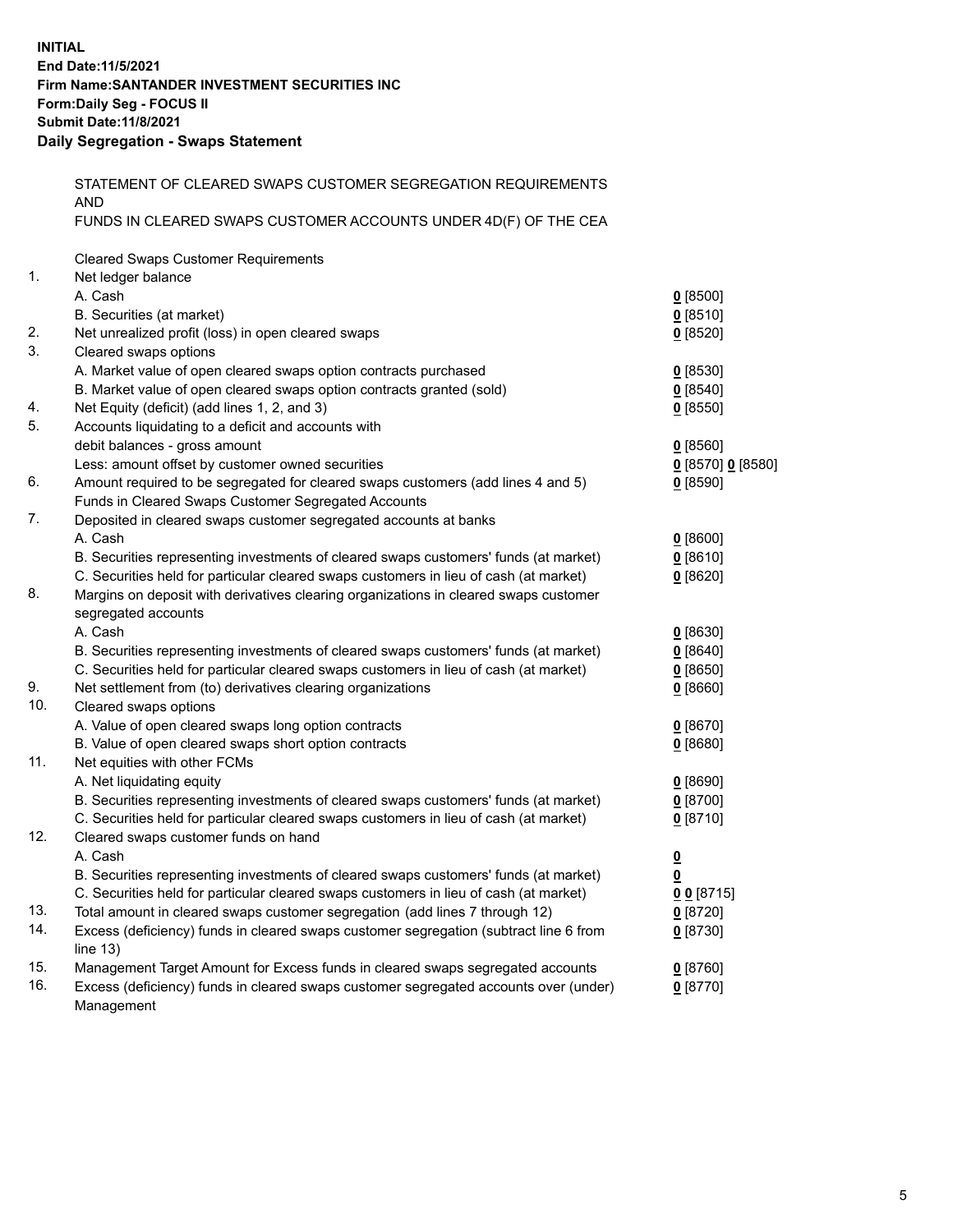**INITIAL**
**End Date:11/5/2021**
**Firm Name:SANTANDER INVESTMENT SECURITIES INC**
**Form:Daily Seg - FOCUS II**
**Submit Date:11/8/2021**
**Daily Segregation - Swaps Statement**

STATEMENT OF CLEARED SWAPS CUSTOMER SEGREGATION REQUIREMENTS AND FUNDS IN CLEARED SWAPS CUSTOMER ACCOUNTS UNDER 4D(F) OF THE CEA

| | | |
|---|---|---|
| | Cleared Swaps Customer Requirements | |
| 1. | Net ledger balance | |
| | A. Cash | 0 [8500] |
| | B. Securities (at market) | 0 [8510] |
| 2. | Net unrealized profit (loss) in open cleared swaps | 0 [8520] |
| 3. | Cleared swaps options | |
| | A. Market value of open cleared swaps option contracts purchased | 0 [8530] |
| | B. Market value of open cleared swaps option contracts granted (sold) | 0 [8540] |
| 4. | Net Equity (deficit) (add lines 1, 2, and 3) | 0 [8550] |
| 5. | Accounts liquidating to a deficit and accounts with debit balances - gross amount | 0 [8560] |
| | Less: amount offset by customer owned securities | 0 [8570] 0 [8580] |
| 6. | Amount required to be segregated for cleared swaps customers (add lines 4 and 5) | 0 [8590] |
| | Funds in Cleared Swaps Customer Segregated Accounts | |
| 7. | Deposited in cleared swaps customer segregated accounts at banks | |
| | A. Cash | 0 [8600] |
| | B. Securities representing investments of cleared swaps customers' funds (at market) | 0 [8610] |
| | C. Securities held for particular cleared swaps customers in lieu of cash (at market) | 0 [8620] |
| 8. | Margins on deposit with derivatives clearing organizations in cleared swaps customer segregated accounts | |
| | A. Cash | 0 [8630] |
| | B. Securities representing investments of cleared swaps customers' funds (at market) | 0 [8640] |
| | C. Securities held for particular cleared swaps customers in lieu of cash (at market) | 0 [8650] |
| 9. | Net settlement from (to) derivatives clearing organizations | 0 [8660] |
| 10. | Cleared swaps options | |
| | A. Value of open cleared swaps long option contracts | 0 [8670] |
| | B. Value of open cleared swaps short option contracts | 0 [8680] |
| 11. | Net equities with other FCMs | |
| | A. Net liquidating equity | 0 [8690] |
| | B. Securities representing investments of cleared swaps customers' funds (at market) | 0 [8700] |
| | C. Securities held for particular cleared swaps customers in lieu of cash (at market) | 0 [8710] |
| 12. | Cleared swaps customer funds on hand | |
| | A. Cash | 0 |
| | B. Securities representing investments of cleared swaps customers' funds (at market) | 0 |
| | C. Securities held for particular cleared swaps customers in lieu of cash (at market) | 0 0 [8715] |
| 13. | Total amount in cleared swaps customer segregation (add lines 7 through 12) | 0 [8720] |
| 14. | Excess (deficiency) funds in cleared swaps customer segregation (subtract line 6 from line 13) | 0 [8730] |
| 15. | Management Target Amount for Excess funds in cleared swaps segregated accounts | 0 [8760] |
| 16. | Excess (deficiency) funds in cleared swaps customer segregated accounts over (under) Management | 0 [8770] |